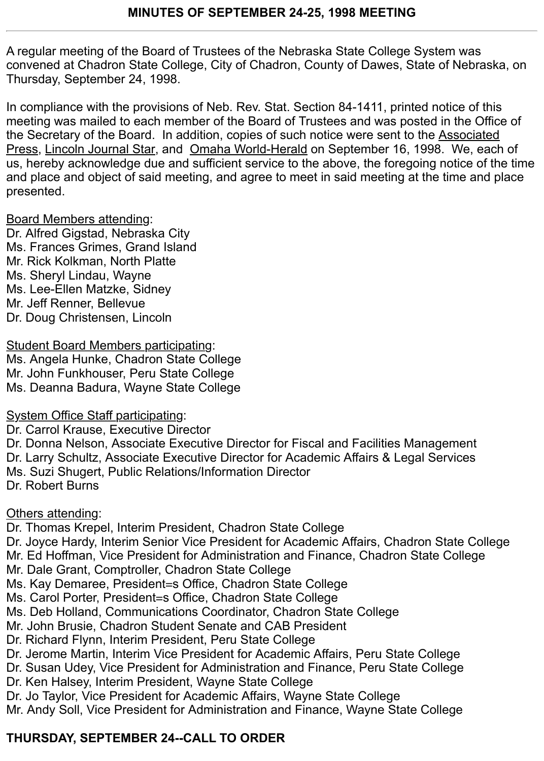## MINUTES OF SEPTEMBER 24-25, 1998 MEETING

---

A regular meeting of the Board of Trustees of the Nebraska State College System was convened at Chadron State College, City of Chadron, County of Dawes, State of Nebraska, on Thursday, September 24, 1998.

In compliance with the provisions of Neb. Rev. Stat. Section 84-1411, printed notice of this meeting was mailed to each member of the Board of Trustees and was posted in the Office of the Secretary of the Board. In addition, copies of such notice were sent to the Associated Press, Lincoln Journal Star, and Omaha World-Herald on September 16, 1998. We, each of us, hereby acknowledge due and sufficient service to the above, the foregoing notice of the time and place and object of said meeting, and agree to meet in said meeting at the time and place presented.

Board Members attending:
Dr. Alfred Gigstad, Nebraska City
Ms. Frances Grimes, Grand Island
Mr. Rick Kolkman, North Platte
Ms. Sheryl Lindau, Wayne
Ms. Lee-Ellen Matzke, Sidney
Mr. Jeff Renner, Bellevue
Dr. Doug Christensen, Lincoln

Student Board Members participating:
Ms. Angela Hunke, Chadron State College
Mr. John Funkhouser, Peru State College
Ms. Deanna Badura, Wayne State College

System Office Staff participating:
Dr. Carrol Krause, Executive Director
Dr. Donna Nelson, Associate Executive Director for Fiscal and Facilities Management
Dr. Larry Schultz, Associate Executive Director for Academic Affairs & Legal Services
Ms. Suzi Shugert, Public Relations/Information Director
Dr. Robert Burns

Others attending:
Dr. Thomas Krepel, Interim President, Chadron State College
Dr. Joyce Hardy, Interim Senior Vice President for Academic Affairs, Chadron State College
Mr. Ed Hoffman, Vice President for Administration and Finance, Chadron State College
Mr. Dale Grant, Comptroller, Chadron State College
Ms. Kay Demaree, President=s Office, Chadron State College
Ms. Carol Porter, President=s Office, Chadron State College
Ms. Deb Holland, Communications Coordinator, Chadron State College
Mr. John Brusie, Chadron Student Senate and CAB President
Dr. Richard Flynn, Interim President, Peru State College
Dr. Jerome Martin, Interim Vice President for Academic Affairs, Peru State College
Dr. Susan Udey, Vice President for Administration and Finance, Peru State College
Dr. Ken Halsey, Interim President, Wayne State College
Dr. Jo Taylor, Vice President for Academic Affairs, Wayne State College
Mr. Andy Soll, Vice President for Administration and Finance, Wayne State College

## THURSDAY, SEPTEMBER 24--CALL TO ORDER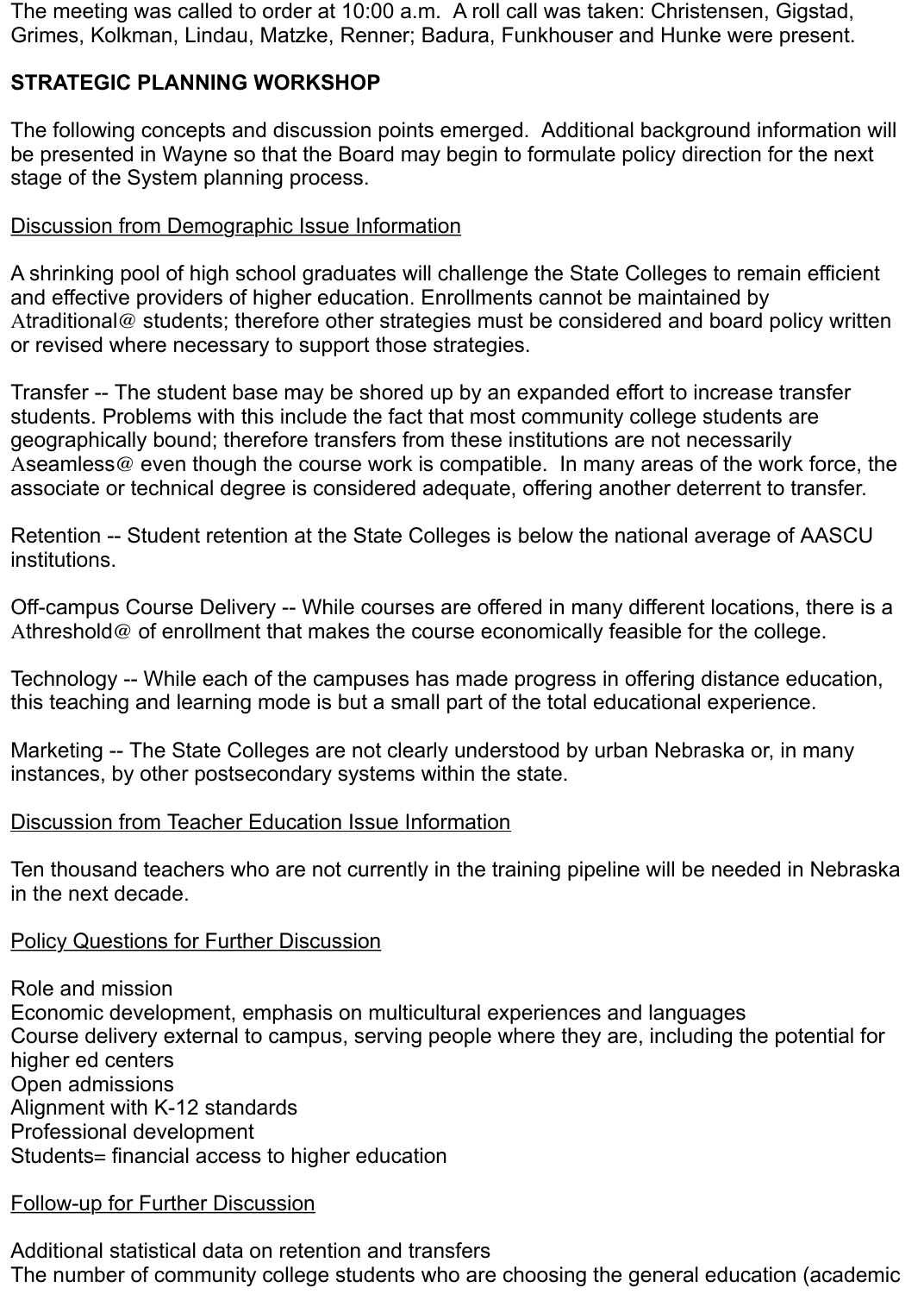The meeting was called to order at 10:00 a.m. A roll call was taken: Christensen, Gigstad, Grimes, Kolkman, Lindau, Matzke, Renner; Badura, Funkhouser and Hunke were present.

**STRATEGIC PLANNING WORKSHOP**

The following concepts and discussion points emerged. Additional background information will be presented in Wayne so that the Board may begin to formulate policy direction for the next stage of the System planning process.

<u>Discussion from Demographic Issue Information</u>

A shrinking pool of high school graduates will challenge the State Colleges to remain efficient and effective providers of higher education. Enrollments cannot be maintained by Atraditional@ students; therefore other strategies must be considered and board policy written or revised where necessary to support those strategies.

Transfer -- The student base may be shored up by an expanded effort to increase transfer students. Problems with this include the fact that most community college students are geographically bound; therefore transfers from these institutions are not necessarily Aseamless@ even though the course work is compatible. In many areas of the work force, the associate or technical degree is considered adequate, offering another deterrent to transfer.

Retention -- Student retention at the State Colleges is below the national average of AASCU institutions.

Off-campus Course Delivery -- While courses are offered in many different locations, there is a Athreshold@ of enrollment that makes the course economically feasible for the college.

Technology -- While each of the campuses has made progress in offering distance education, this teaching and learning mode is but a small part of the total educational experience.

Marketing -- The State Colleges are not clearly understood by urban Nebraska or, in many instances, by other postsecondary systems within the state.

<u>Discussion from Teacher Education Issue Information</u>

Ten thousand teachers who are not currently in the training pipeline will be needed in Nebraska in the next decade.

<u>Policy Questions for Further Discussion</u>

Role and mission
Economic development, emphasis on multicultural experiences and languages
Course delivery external to campus, serving people where they are, including the potential for higher ed centers
Open admissions
Alignment with K-12 standards
Professional development
Students= financial access to higher education

<u>Follow-up for Further Discussion</u>

Additional statistical data on retention and transfers
The number of community college students who are choosing the general education (academic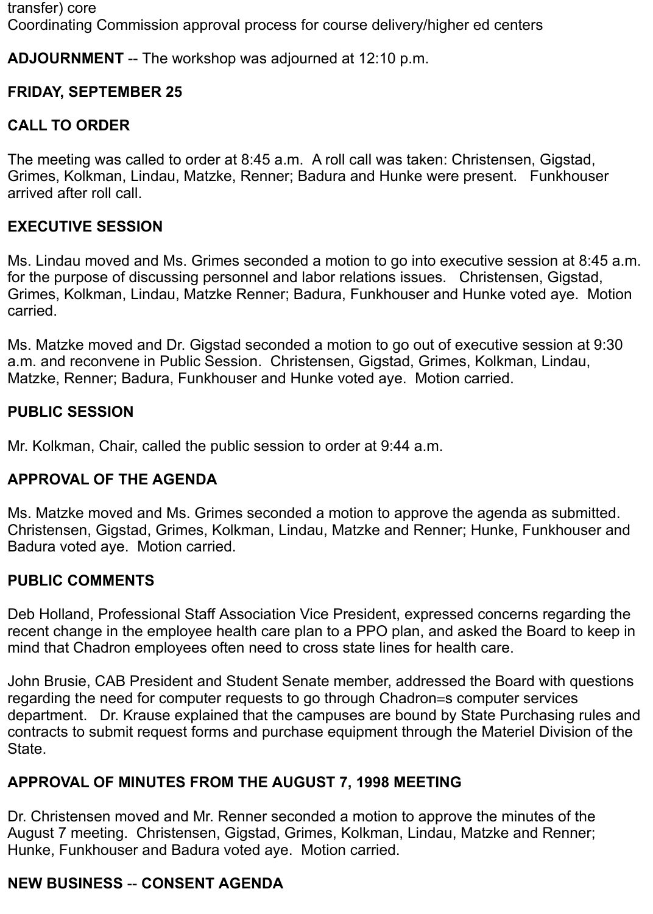transfer) core
Coordinating Commission approval process for course delivery/higher ed centers

**ADJOURNMENT** -- The workshop was adjourned at 12:10 p.m.

**FRIDAY, SEPTEMBER 25**

**CALL TO ORDER**

The meeting was called to order at 8:45 a.m. A roll call was taken: Christensen, Gigstad, Grimes, Kolkman, Lindau, Matzke, Renner; Badura and Hunke were present. Funkhouser arrived after roll call.

**EXECUTIVE SESSION**

Ms. Lindau moved and Ms. Grimes seconded a motion to go into executive session at 8:45 a.m. for the purpose of discussing personnel and labor relations issues. Christensen, Gigstad, Grimes, Kolkman, Lindau, Matzke Renner; Badura, Funkhouser and Hunke voted aye. Motion carried.

Ms. Matzke moved and Dr. Gigstad seconded a motion to go out of executive session at 9:30 a.m. and reconvene in Public Session. Christensen, Gigstad, Grimes, Kolkman, Lindau, Matzke, Renner; Badura, Funkhouser and Hunke voted aye. Motion carried.

**PUBLIC SESSION**

Mr. Kolkman, Chair, called the public session to order at 9:44 a.m.

**APPROVAL OF THE AGENDA**

Ms. Matzke moved and Ms. Grimes seconded a motion to approve the agenda as submitted. Christensen, Gigstad, Grimes, Kolkman, Lindau, Matzke and Renner; Hunke, Funkhouser and Badura voted aye. Motion carried.

**PUBLIC COMMENTS**

Deb Holland, Professional Staff Association Vice President, expressed concerns regarding the recent change in the employee health care plan to a PPO plan, and asked the Board to keep in mind that Chadron employees often need to cross state lines for health care.

John Brusie, CAB President and Student Senate member, addressed the Board with questions regarding the need for computer requests to go through Chadron=s computer services department. Dr. Krause explained that the campuses are bound by State Purchasing rules and contracts to submit request forms and purchase equipment through the Materiel Division of the State.

**APPROVAL OF MINUTES FROM THE AUGUST 7, 1998 MEETING**

Dr. Christensen moved and Mr. Renner seconded a motion to approve the minutes of the August 7 meeting. Christensen, Gigstad, Grimes, Kolkman, Lindau, Matzke and Renner; Hunke, Funkhouser and Badura voted aye. Motion carried.

**NEW BUSINESS** -- **CONSENT AGENDA**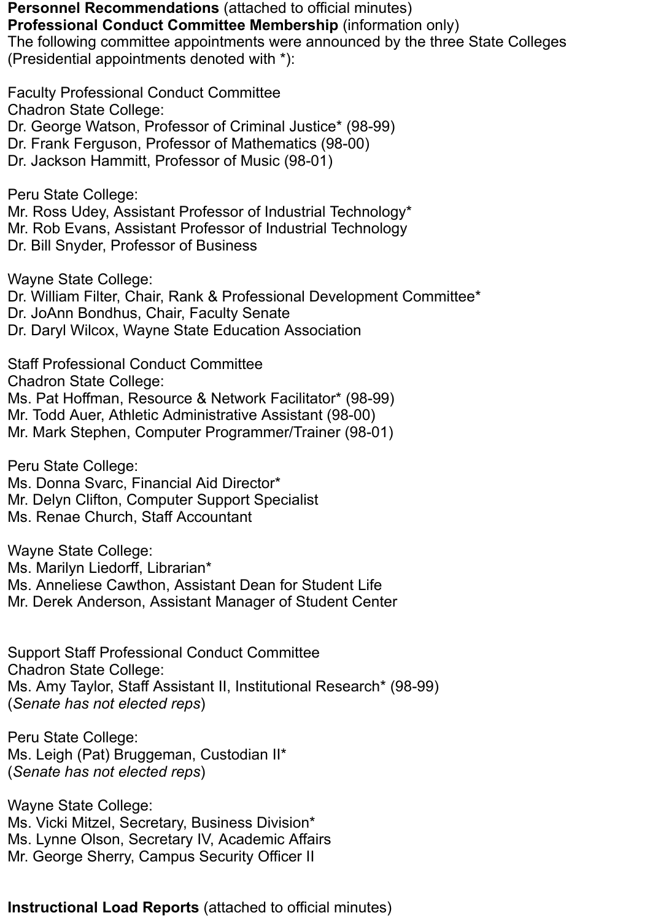**Personnel Recommendations** (attached to official minutes)

**Professional Conduct Committee Membership** (information only)

The following committee appointments were announced by the three State Colleges (Presidential appointments denoted with *):

Faculty Professional Conduct Committee

Chadron State College:
Dr. George Watson, Professor of Criminal Justice* (98-99)
Dr. Frank Ferguson, Professor of Mathematics (98-00)
Dr. Jackson Hammitt, Professor of Music (98-01)

Peru State College:
Mr. Ross Udey, Assistant Professor of Industrial Technology*
Mr. Rob Evans, Assistant Professor of Industrial Technology
Dr. Bill Snyder, Professor of Business

Wayne State College:
Dr. William Filter, Chair, Rank & Professional Development Committee*
Dr. JoAnn Bondhus, Chair, Faculty Senate
Dr. Daryl Wilcox, Wayne State Education Association

Staff Professional Conduct Committee

Chadron State College:
Ms. Pat Hoffman, Resource & Network Facilitator* (98-99)
Mr. Todd Auer, Athletic Administrative Assistant (98-00)
Mr. Mark Stephen, Computer Programmer/Trainer (98-01)

Peru State College:
Ms. Donna Svarc, Financial Aid Director*
Mr. Delyn Clifton, Computer Support Specialist
Ms. Renae Church, Staff Accountant

Wayne State College:
Ms. Marilyn Liedorff, Librarian*
Ms. Anneliese Cawthon, Assistant Dean for Student Life
Mr. Derek Anderson, Assistant Manager of Student Center

Support Staff Professional Conduct Committee

Chadron State College:
Ms. Amy Taylor, Staff Assistant II, Institutional Research* (98-99)
(*Senate has not elected reps*)

Peru State College:
Ms. Leigh (Pat) Bruggeman, Custodian II*
(*Senate has not elected reps*)

Wayne State College:
Ms. Vicki Mitzel, Secretary, Business Division*
Ms. Lynne Olson, Secretary IV, Academic Affairs
Mr. George Sherry, Campus Security Officer II

**Instructional Load Reports** (attached to official minutes)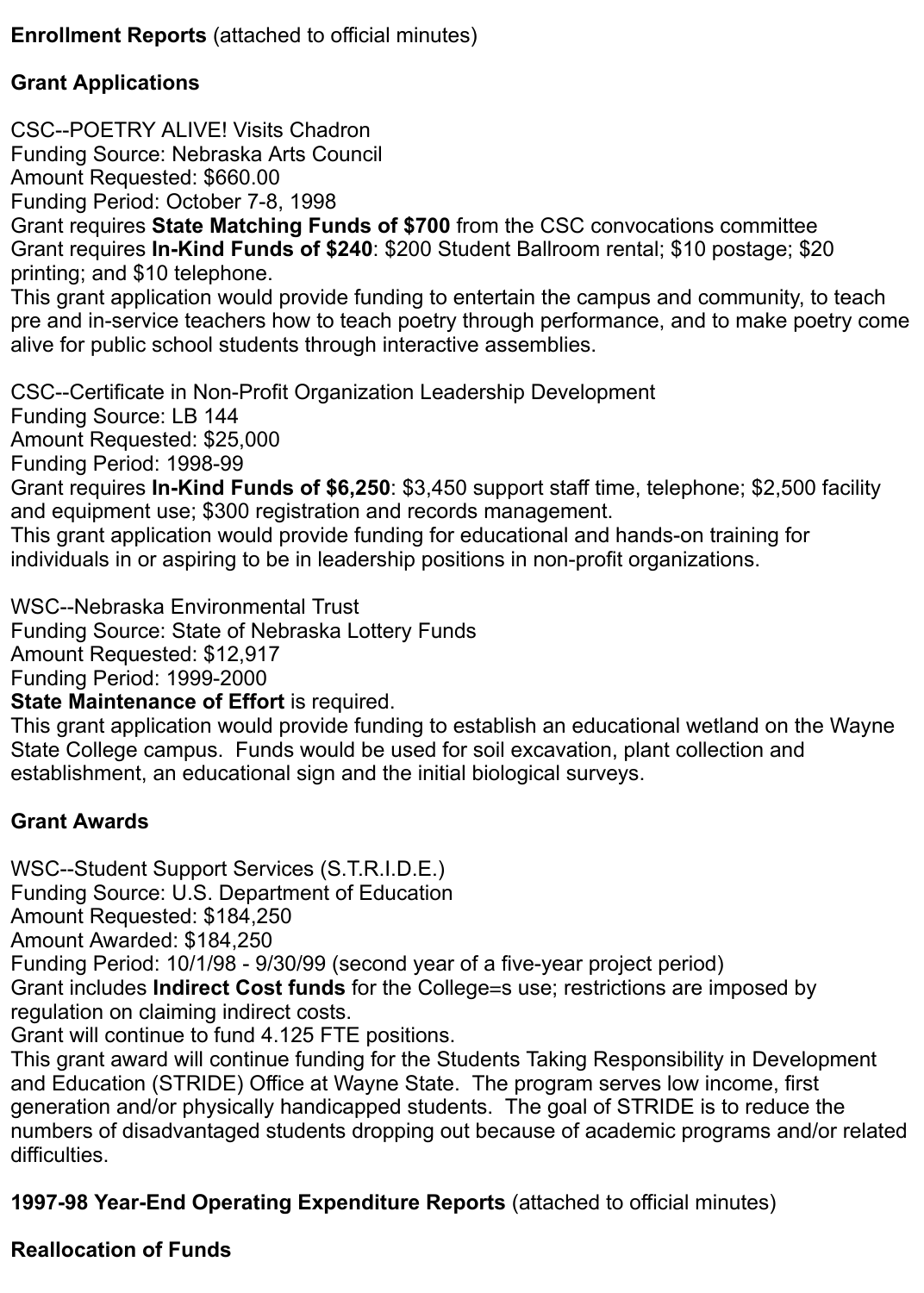**Enrollment Reports** (attached to official minutes)

**Grant Applications**

CSC--POETRY ALIVE! Visits Chadron
Funding Source: Nebraska Arts Council
Amount Requested: $660.00
Funding Period: October 7-8, 1998
Grant requires **State Matching Funds of $700** from the CSC convocations committee
Grant requires **In-Kind Funds of $240**: $200 Student Ballroom rental; $10 postage; $20 printing; and $10 telephone.
This grant application would provide funding to entertain the campus and community, to teach pre and in-service teachers how to teach poetry through performance, and to make poetry come alive for public school students through interactive assemblies.

CSC--Certificate in Non-Profit Organization Leadership Development
Funding Source: LB 144
Amount Requested: $25,000
Funding Period: 1998-99
Grant requires **In-Kind Funds of $6,250**: $3,450 support staff time, telephone; $2,500 facility and equipment use; $300 registration and records management.
This grant application would provide funding for educational and hands-on training for individuals in or aspiring to be in leadership positions in non-profit organizations.

WSC--Nebraska Environmental Trust
Funding Source: State of Nebraska Lottery Funds
Amount Requested: $12,917
Funding Period: 1999-2000
**State Maintenance of Effort** is required.
This grant application would provide funding to establish an educational wetland on the Wayne State College campus. Funds would be used for soil excavation, plant collection and establishment, an educational sign and the initial biological surveys.

**Grant Awards**

WSC--Student Support Services (S.T.R.I.D.E.)
Funding Source: U.S. Department of Education
Amount Requested: $184,250
Amount Awarded: $184,250
Funding Period: 10/1/98 - 9/30/99 (second year of a five-year project period)
Grant includes **Indirect Cost funds** for the College=s use; restrictions are imposed by regulation on claiming indirect costs.
Grant will continue to fund 4.125 FTE positions.
This grant award will continue funding for the Students Taking Responsibility in Development and Education (STRIDE) Office at Wayne State. The program serves low income, first generation and/or physically handicapped students. The goal of STRIDE is to reduce the numbers of disadvantaged students dropping out because of academic programs and/or related difficulties.

**1997-98 Year-End Operating Expenditure Reports** (attached to official minutes)

**Reallocation of Funds**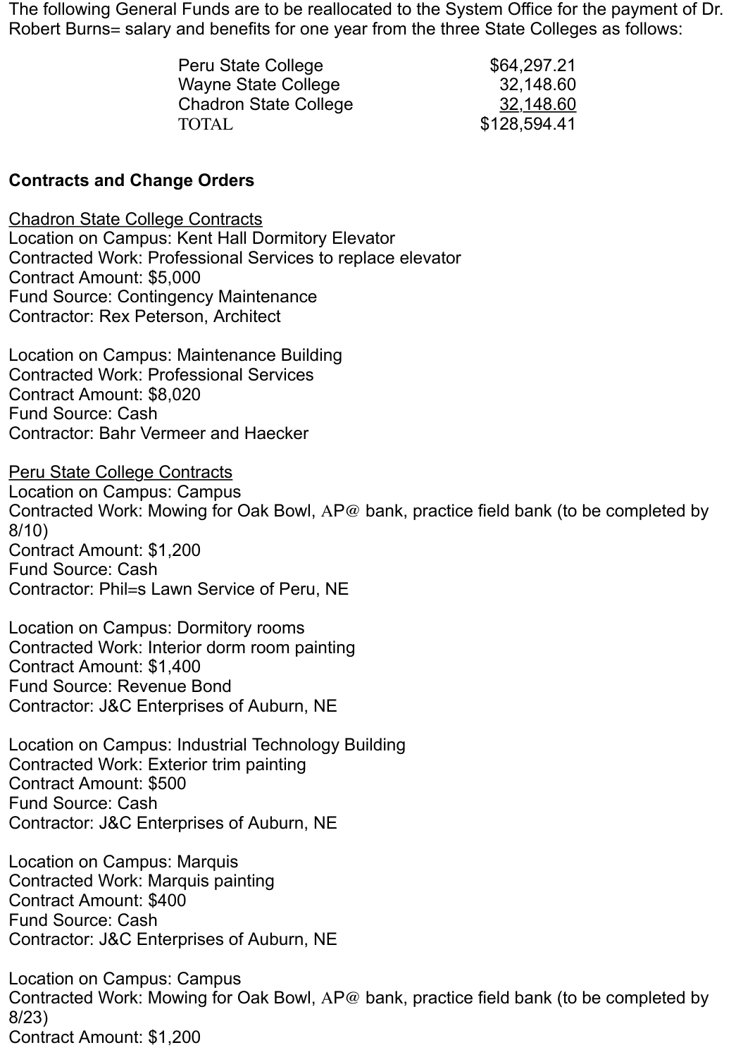The following General Funds are to be reallocated to the System Office for the payment of Dr. Robert Burns= salary and benefits for one year from the three State Colleges as follows:

| | |
|---|---|
| Peru State College | $64,297.21 |
| Wayne State College | 32,148.60 |
| Chadron State College | 32,148.60 |
| TOTAL | $128,594.41 |

**Contracts and Change Orders**

Chadron State College Contracts
Location on Campus: Kent Hall Dormitory Elevator
Contracted Work: Professional Services to replace elevator
Contract Amount: $5,000
Fund Source: Contingency Maintenance
Contractor: Rex Peterson, Architect

Location on Campus: Maintenance Building
Contracted Work: Professional Services
Contract Amount: $8,020
Fund Source: Cash
Contractor: Bahr Vermeer and Haecker

Peru State College Contracts
Location on Campus: Campus
Contracted Work: Mowing for Oak Bowl, AP@ bank, practice field bank (to be completed by 8/10)
Contract Amount: $1,200
Fund Source: Cash
Contractor: Phil=s Lawn Service of Peru, NE

Location on Campus: Dormitory rooms
Contracted Work: Interior dorm room painting
Contract Amount: $1,400
Fund Source: Revenue Bond
Contractor: J&C Enterprises of Auburn, NE

Location on Campus: Industrial Technology Building
Contracted Work: Exterior trim painting
Contract Amount: $500
Fund Source: Cash
Contractor: J&C Enterprises of Auburn, NE

Location on Campus: Marquis
Contracted Work: Marquis painting
Contract Amount: $400
Fund Source: Cash
Contractor: J&C Enterprises of Auburn, NE

Location on Campus: Campus
Contracted Work: Mowing for Oak Bowl, AP@ bank, practice field bank (to be completed by 8/23)
Contract Amount: $1,200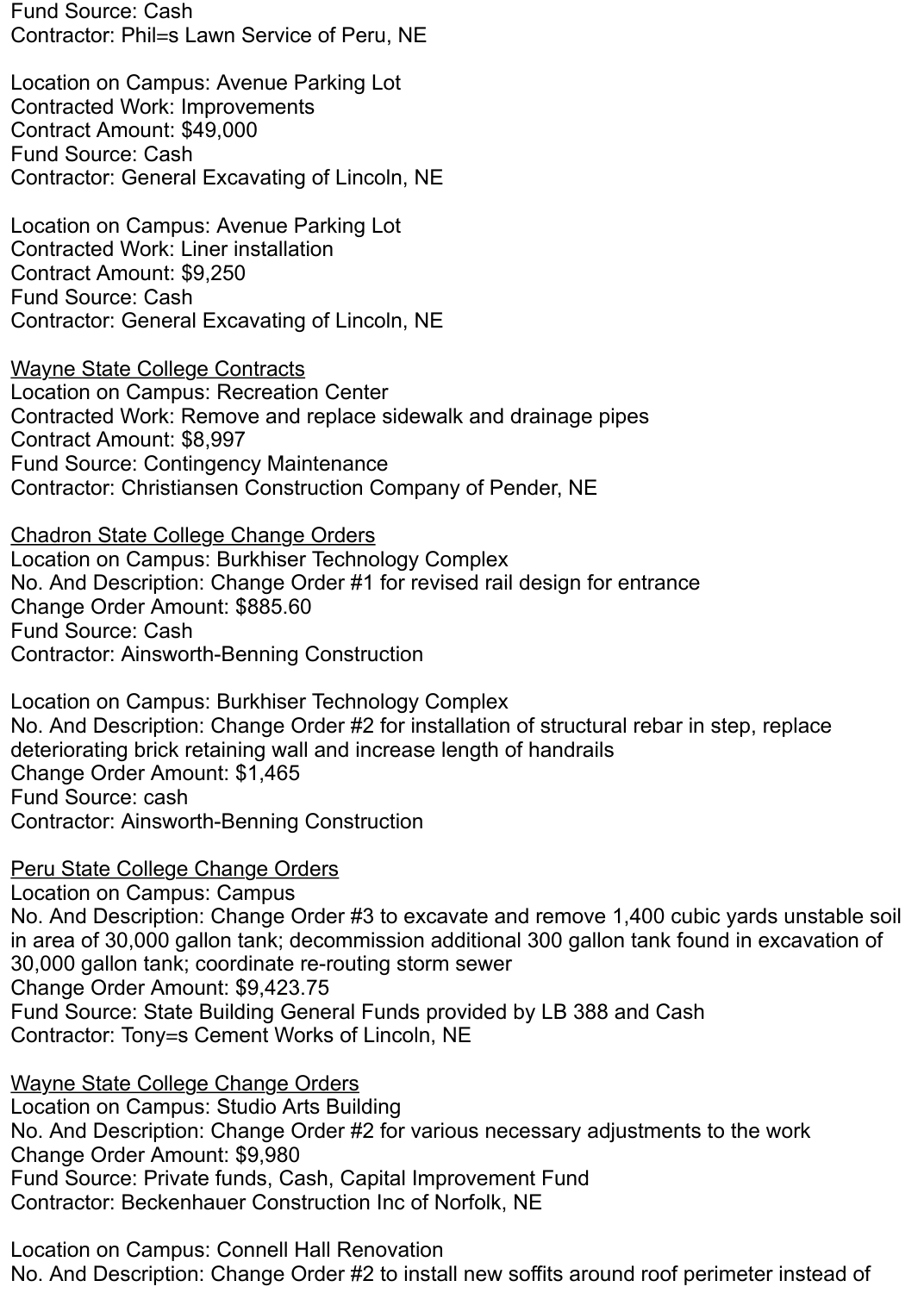Fund Source: Cash
Contractor: Phil=s Lawn Service of Peru, NE

Location on Campus: Avenue Parking Lot
Contracted Work: Improvements
Contract Amount: $49,000
Fund Source: Cash
Contractor: General Excavating of Lincoln, NE

Location on Campus: Avenue Parking Lot
Contracted Work: Liner installation
Contract Amount: $9,250
Fund Source: Cash
Contractor: General Excavating of Lincoln, NE

<u>Wayne State College Contracts</u>
Location on Campus: Recreation Center
Contracted Work: Remove and replace sidewalk and drainage pipes
Contract Amount: $8,997
Fund Source: Contingency Maintenance
Contractor: Christiansen Construction Company of Pender, NE

<u>Chadron State College Change Orders</u>
Location on Campus: Burkhiser Technology Complex
No. And Description: Change Order #1 for revised rail design for entrance
Change Order Amount: $885.60
Fund Source: Cash
Contractor: Ainsworth-Benning Construction

Location on Campus: Burkhiser Technology Complex
No. And Description: Change Order #2 for installation of structural rebar in step, replace deteriorating brick retaining wall and increase length of handrails
Change Order Amount: $1,465
Fund Source: cash
Contractor: Ainsworth-Benning Construction

<u>Peru State College Change Orders</u>
Location on Campus: Campus
No. And Description: Change Order #3 to excavate and remove 1,400 cubic yards unstable soil in area of 30,000 gallon tank; decommission additional 300 gallon tank found in excavation of 30,000 gallon tank; coordinate re-routing storm sewer
Change Order Amount: $9,423.75
Fund Source: State Building General Funds provided by LB 388 and Cash
Contractor: Tony=s Cement Works of Lincoln, NE

<u>Wayne State College Change Orders</u>
Location on Campus: Studio Arts Building
No. And Description: Change Order #2 for various necessary adjustments to the work
Change Order Amount: $9,980
Fund Source: Private funds, Cash, Capital Improvement Fund
Contractor: Beckenhauer Construction Inc of Norfolk, NE

Location on Campus: Connell Hall Renovation
No. And Description: Change Order #2 to install new soffits around roof perimeter instead of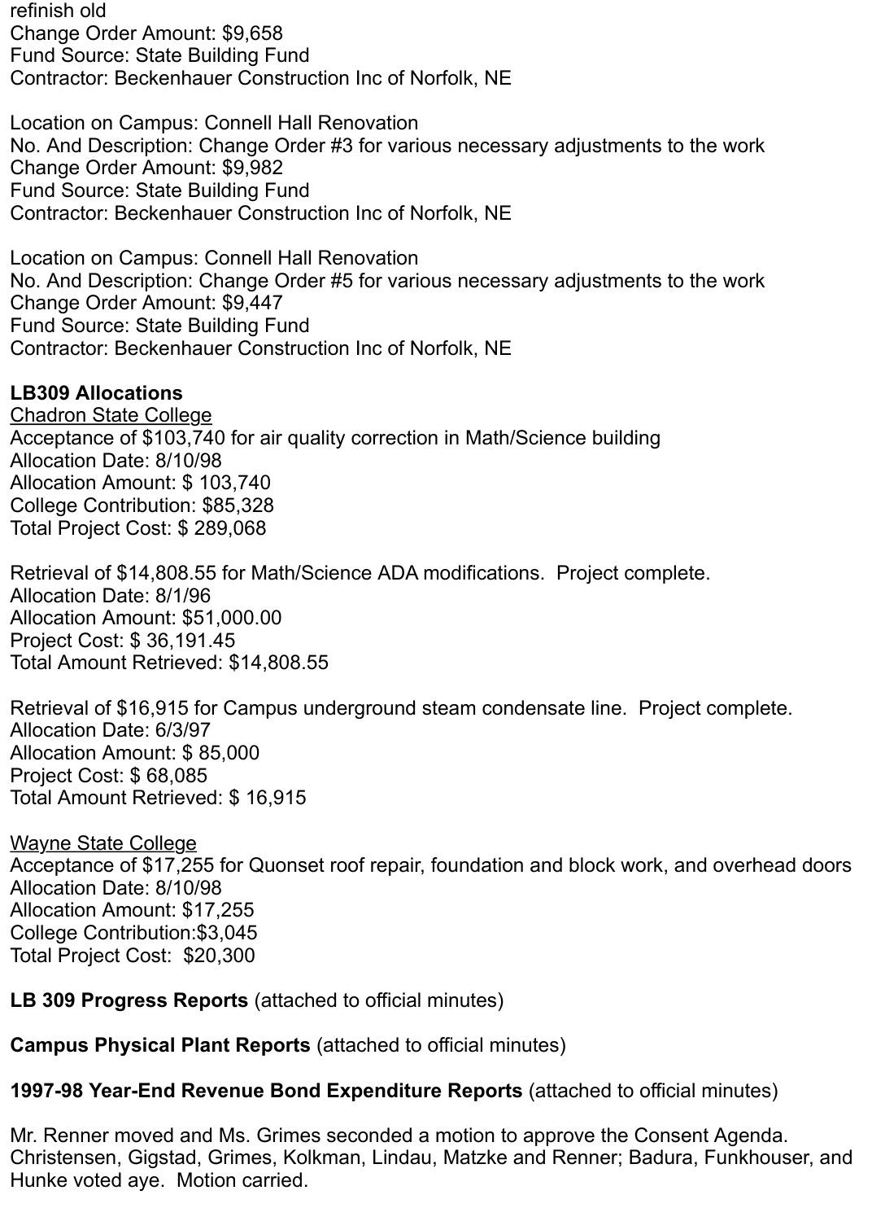refinish old
Change Order Amount: $9,658
Fund Source: State Building Fund
Contractor: Beckenhauer Construction Inc of Norfolk, NE

Location on Campus: Connell Hall Renovation
No. And Description: Change Order #3 for various necessary adjustments to the work
Change Order Amount: $9,982
Fund Source: State Building Fund
Contractor: Beckenhauer Construction Inc of Norfolk, NE

Location on Campus: Connell Hall Renovation
No. And Description: Change Order #5 for various necessary adjustments to the work
Change Order Amount: $9,447
Fund Source: State Building Fund
Contractor: Beckenhauer Construction Inc of Norfolk, NE

**LB309 Allocations**
<u>Chadron State College</u>
Acceptance of $103,740 for air quality correction in Math/Science building
Allocation Date: 8/10/98
Allocation Amount: $ 103,740
College Contribution: $85,328
Total Project Cost: $ 289,068

Retrieval of $14,808.55 for Math/Science ADA modifications. Project complete.
Allocation Date: 8/1/96
Allocation Amount: $51,000.00
Project Cost: $ 36,191.45
Total Amount Retrieved: $14,808.55

Retrieval of $16,915 for Campus underground steam condensate line. Project complete.
Allocation Date: 6/3/97
Allocation Amount: $ 85,000
Project Cost: $ 68,085
Total Amount Retrieved: $ 16,915

<u>Wayne State College</u>
Acceptance of $17,255 for Quonset roof repair, foundation and block work, and overhead doors
Allocation Date: 8/10/98
Allocation Amount: $17,255
College Contribution:$3,045
Total Project Cost: $20,300

**LB 309 Progress Reports** (attached to official minutes)

**Campus Physical Plant Reports** (attached to official minutes)

**1997-98 Year-End Revenue Bond Expenditure Reports** (attached to official minutes)

Mr. Renner moved and Ms. Grimes seconded a motion to approve the Consent Agenda. Christensen, Gigstad, Grimes, Kolkman, Lindau, Matzke and Renner; Badura, Funkhouser, and Hunke voted aye. Motion carried.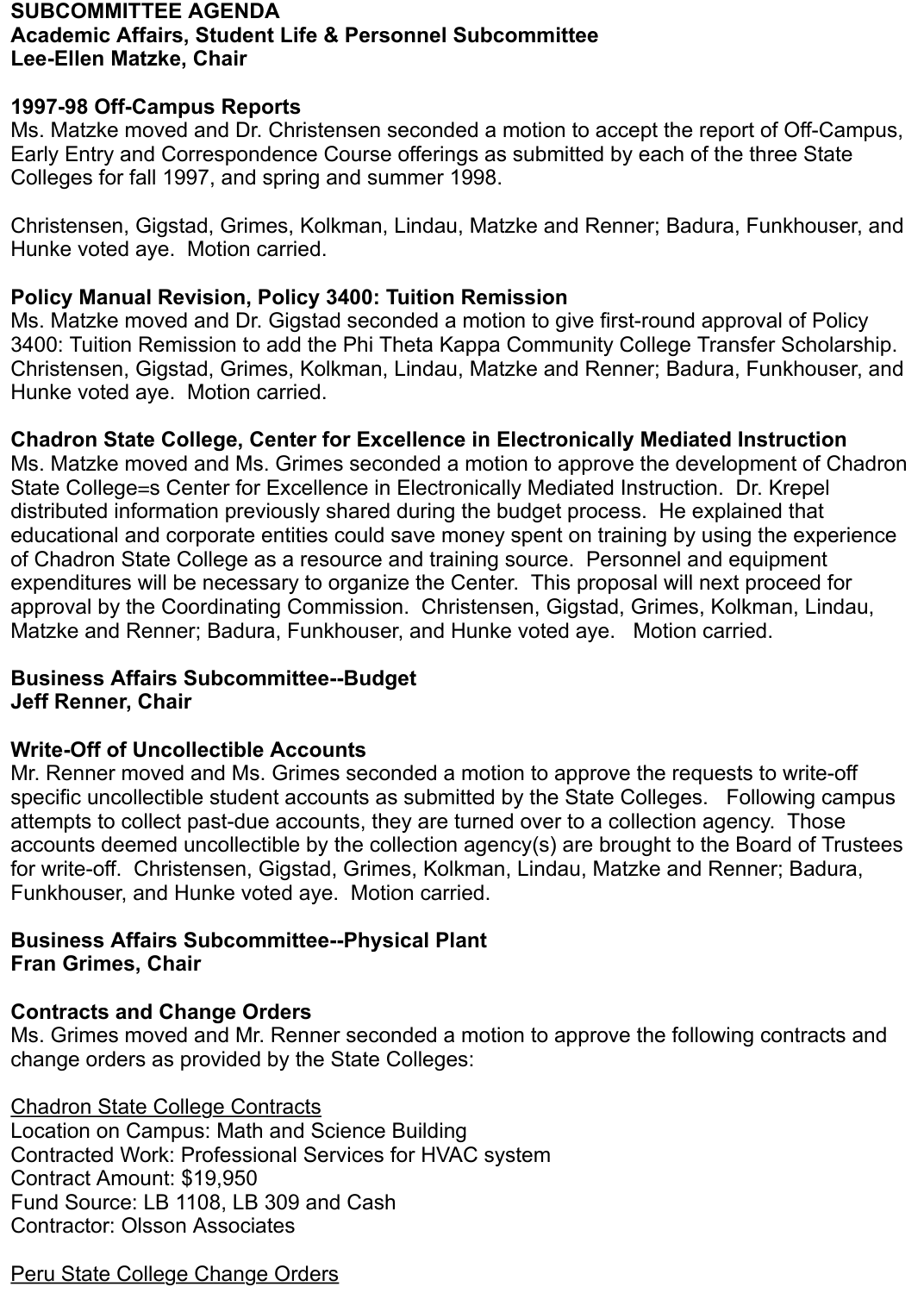**SUBCOMMITTEE AGENDA**
**Academic Affairs, Student Life & Personnel Subcommittee**
**Lee-Ellen Matzke, Chair**

**1997-98 Off-Campus Reports**
Ms. Matzke moved and Dr. Christensen seconded a motion to accept the report of Off-Campus, Early Entry and Correspondence Course offerings as submitted by each of the three State Colleges for fall 1997, and spring and summer 1998.

Christensen, Gigstad, Grimes, Kolkman, Lindau, Matzke and Renner; Badura, Funkhouser, and Hunke voted aye. Motion carried.

**Policy Manual Revision, Policy 3400: Tuition Remission**
Ms. Matzke moved and Dr. Gigstad seconded a motion to give first-round approval of Policy 3400: Tuition Remission to add the Phi Theta Kappa Community College Transfer Scholarship. Christensen, Gigstad, Grimes, Kolkman, Lindau, Matzke and Renner; Badura, Funkhouser, and Hunke voted aye. Motion carried.

**Chadron State College, Center for Excellence in Electronically Mediated Instruction**
Ms. Matzke moved and Ms. Grimes seconded a motion to approve the development of Chadron State College=s Center for Excellence in Electronically Mediated Instruction. Dr. Krepel distributed information previously shared during the budget process. He explained that educational and corporate entities could save money spent on training by using the experience of Chadron State College as a resource and training source. Personnel and equipment expenditures will be necessary to organize the Center. This proposal will next proceed for approval by the Coordinating Commission. Christensen, Gigstad, Grimes, Kolkman, Lindau, Matzke and Renner; Badura, Funkhouser, and Hunke voted aye. Motion carried.

**Business Affairs Subcommittee--Budget**
**Jeff Renner, Chair**

**Write-Off of Uncollectible Accounts**
Mr. Renner moved and Ms. Grimes seconded a motion to approve the requests to write-off specific uncollectible student accounts as submitted by the State Colleges. Following campus attempts to collect past-due accounts, they are turned over to a collection agency. Those accounts deemed uncollectible by the collection agency(s) are brought to the Board of Trustees for write-off. Christensen, Gigstad, Grimes, Kolkman, Lindau, Matzke and Renner; Badura, Funkhouser, and Hunke voted aye. Motion carried.

**Business Affairs Subcommittee--Physical Plant**
**Fran Grimes, Chair**

**Contracts and Change Orders**
Ms. Grimes moved and Mr. Renner seconded a motion to approve the following contracts and change orders as provided by the State Colleges:

<u>Chadron State College Contracts</u>
Location on Campus: Math and Science Building
Contracted Work: Professional Services for HVAC system
Contract Amount: $19,950
Fund Source: LB 1108, LB 309 and Cash
Contractor: Olsson Associates

<u>Peru State College Change Orders</u>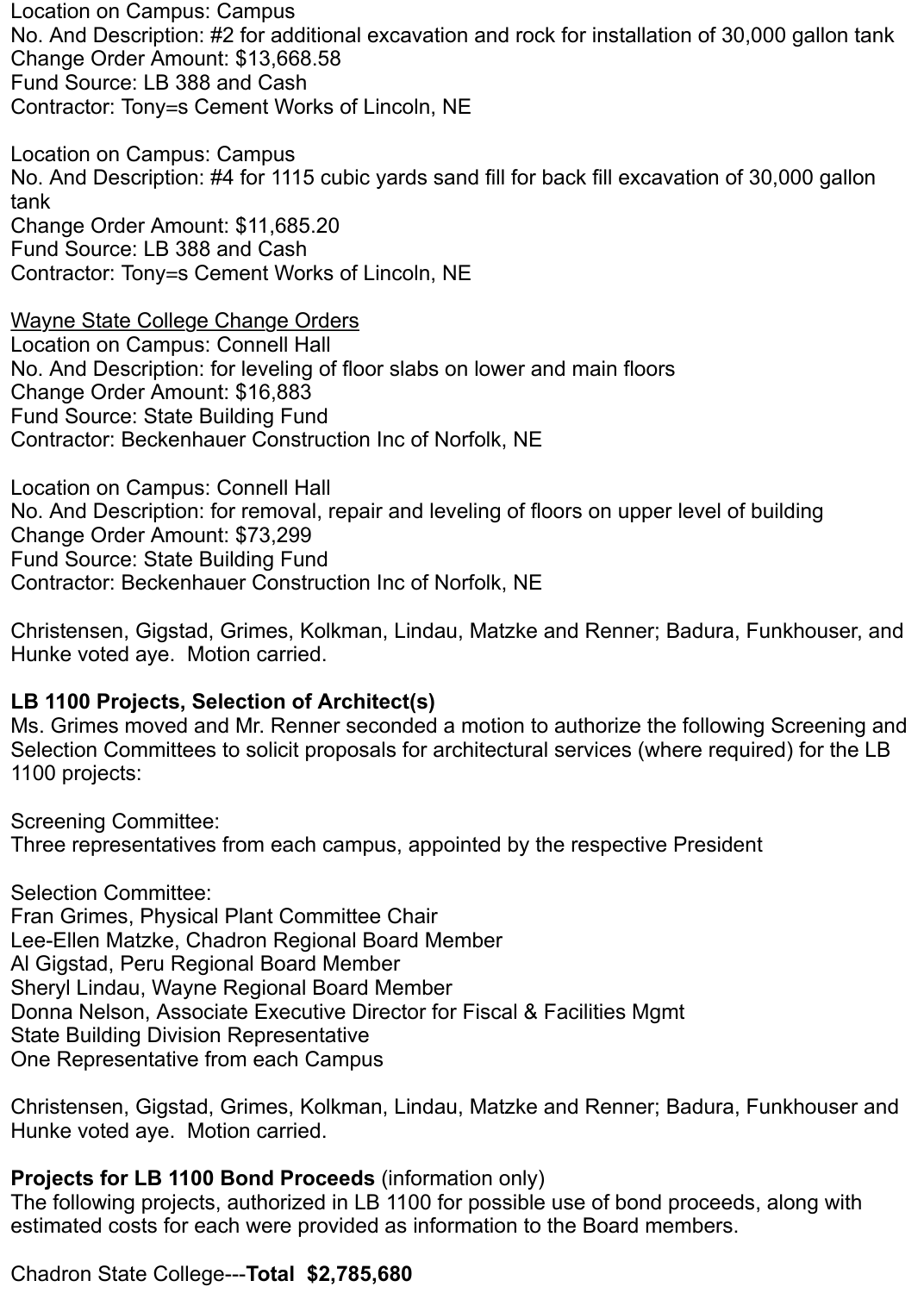Location on Campus: Campus
No. And Description: #2 for additional excavation and rock for installation of 30,000 gallon tank
Change Order Amount: $13,668.58
Fund Source: LB 388 and Cash
Contractor: Tony=s Cement Works of Lincoln, NE

Location on Campus: Campus
No. And Description: #4 for 1115 cubic yards sand fill for back fill excavation of 30,000 gallon tank
Change Order Amount: $11,685.20
Fund Source: LB 388 and Cash
Contractor: Tony=s Cement Works of Lincoln, NE

<u>Wayne State College Change Orders</u>
Location on Campus: Connell Hall
No. And Description: for leveling of floor slabs on lower and main floors
Change Order Amount: $16,883
Fund Source: State Building Fund
Contractor: Beckenhauer Construction Inc of Norfolk, NE

Location on Campus: Connell Hall
No. And Description: for removal, repair and leveling of floors on upper level of building
Change Order Amount: $73,299
Fund Source: State Building Fund
Contractor: Beckenhauer Construction Inc of Norfolk, NE

Christensen, Gigstad, Grimes, Kolkman, Lindau, Matzke and Renner; Badura, Funkhouser, and Hunke voted aye. Motion carried.

**LB 1100 Projects, Selection of Architect(s)**
Ms. Grimes moved and Mr. Renner seconded a motion to authorize the following Screening and Selection Committees to solicit proposals for architectural services (where required) for the LB 1100 projects:

Screening Committee:
Three representatives from each campus, appointed by the respective President

Selection Committee:
Fran Grimes, Physical Plant Committee Chair
Lee-Ellen Matzke, Chadron Regional Board Member
Al Gigstad, Peru Regional Board Member
Sheryl Lindau, Wayne Regional Board Member
Donna Nelson, Associate Executive Director for Fiscal & Facilities Mgmt
State Building Division Representative
One Representative from each Campus

Christensen, Gigstad, Grimes, Kolkman, Lindau, Matzke and Renner; Badura, Funkhouser and Hunke voted aye. Motion carried.

**Projects for LB 1100 Bond Proceeds** (information only)
The following projects, authorized in LB 1100 for possible use of bond proceeds, along with estimated costs for each were provided as information to the Board members.

Chadron State College---**Total $2,785,680**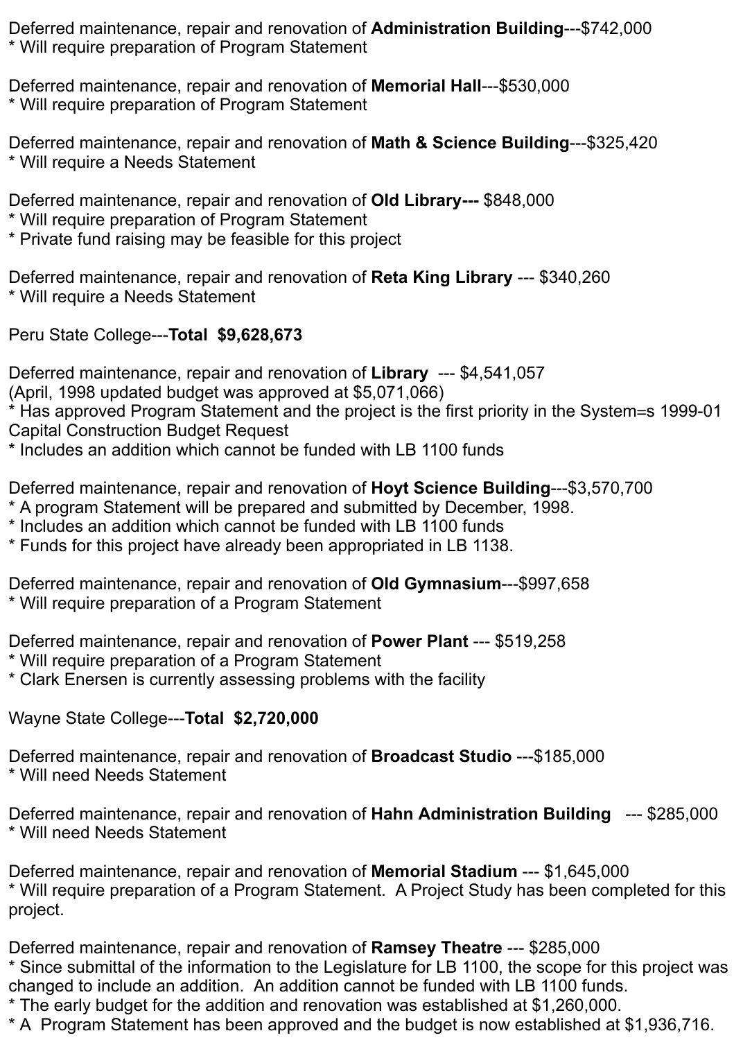Deferred maintenance, repair and renovation of **Administration Building**---$742,000
* Will require preparation of Program Statement

Deferred maintenance, repair and renovation of **Memorial Hall**---$530,000
* Will require preparation of Program Statement

Deferred maintenance, repair and renovation of **Math & Science Building**---$325,420
* Will require a Needs Statement

Deferred maintenance, repair and renovation of **Old Library---** $848,000
* Will require preparation of Program Statement
* Private fund raising may be feasible for this project

Deferred maintenance, repair and renovation of **Reta King Library** --- $340,260
* Will require a Needs Statement

Peru State College---**Total $9,628,673**

Deferred maintenance, repair and renovation of **Library** --- $4,541,057
(April, 1998 updated budget was approved at $5,071,066)
* Has approved Program Statement and the project is the first priority in the System=s 1999-01 Capital Construction Budget Request
* Includes an addition which cannot be funded with LB 1100 funds

Deferred maintenance, repair and renovation of **Hoyt Science Building**---$3,570,700
* A program Statement will be prepared and submitted by December, 1998.
* Includes an addition which cannot be funded with LB 1100 funds
* Funds for this project have already been appropriated in LB 1138.

Deferred maintenance, repair and renovation of **Old Gymnasium**---$997,658
* Will require preparation of a Program Statement

Deferred maintenance, repair and renovation of **Power Plant** --- $519,258
* Will require preparation of a Program Statement
* Clark Enersen is currently assessing problems with the facility

Wayne State College---**Total $2,720,000**

Deferred maintenance, repair and renovation of **Broadcast Studio** ---$185,000
* Will need Needs Statement

Deferred maintenance, repair and renovation of **Hahn Administration Building** --- $285,000
* Will need Needs Statement

Deferred maintenance, repair and renovation of **Memorial Stadium** --- $1,645,000
* Will require preparation of a Program Statement. A Project Study has been completed for this project.

Deferred maintenance, repair and renovation of **Ramsey Theatre** --- $285,000
* Since submittal of the information to the Legislature for LB 1100, the scope for this project was changed to include an addition. An addition cannot be funded with LB 1100 funds.
* The early budget for the addition and renovation was established at $1,260,000.
* A Program Statement has been approved and the budget is now established at $1,936,716.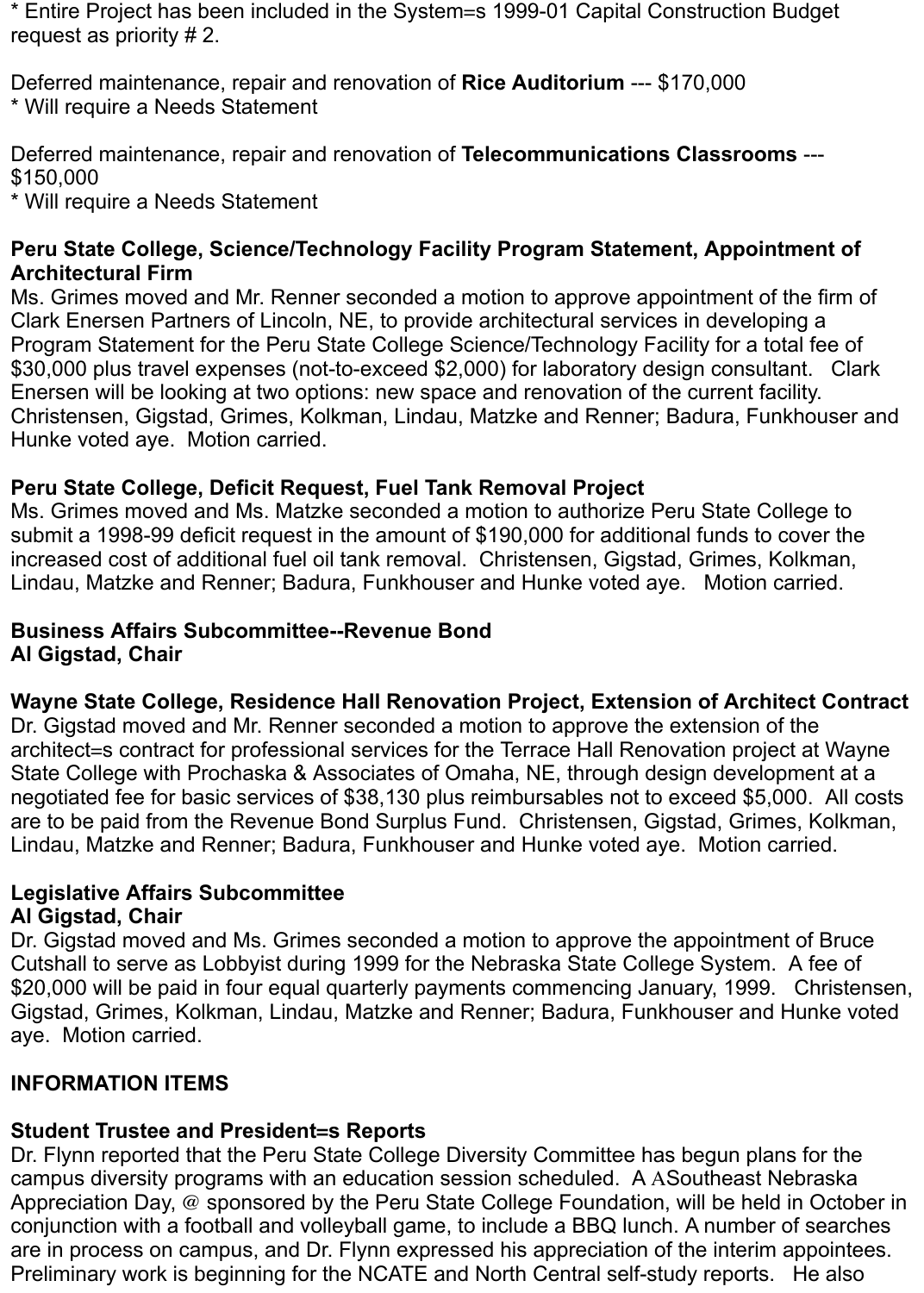* Entire Project has been included in the System=s 1999-01 Capital Construction Budget request as priority # 2.

Deferred maintenance, repair and renovation of **Rice Auditorium** --- $170,000
* Will require a Needs Statement

Deferred maintenance, repair and renovation of **Telecommunications Classrooms** --- $150,000
* Will require a Needs Statement

**Peru State College, Science/Technology Facility Program Statement, Appointment of Architectural Firm**
Ms. Grimes moved and Mr. Renner seconded a motion to approve appointment of the firm of Clark Enersen Partners of Lincoln, NE, to provide architectural services in developing a Program Statement for the Peru State College Science/Technology Facility for a total fee of $30,000 plus travel expenses (not-to-exceed $2,000) for laboratory design consultant. Clark Enersen will be looking at two options: new space and renovation of the current facility. Christensen, Gigstad, Grimes, Kolkman, Lindau, Matzke and Renner; Badura, Funkhouser and Hunke voted aye. Motion carried.

**Peru State College, Deficit Request, Fuel Tank Removal Project**
Ms. Grimes moved and Ms. Matzke seconded a motion to authorize Peru State College to submit a 1998-99 deficit request in the amount of $190,000 for additional funds to cover the increased cost of additional fuel oil tank removal. Christensen, Gigstad, Grimes, Kolkman, Lindau, Matzke and Renner; Badura, Funkhouser and Hunke voted aye. Motion carried.

**Business Affairs Subcommittee--Revenue Bond**
**Al Gigstad, Chair**

**Wayne State College, Residence Hall Renovation Project, Extension of Architect Contract**
Dr. Gigstad moved and Mr. Renner seconded a motion to approve the extension of the architect=s contract for professional services for the Terrace Hall Renovation project at Wayne State College with Prochaska & Associates of Omaha, NE, through design development at a negotiated fee for basic services of $38,130 plus reimbursables not to exceed $5,000. All costs are to be paid from the Revenue Bond Surplus Fund. Christensen, Gigstad, Grimes, Kolkman, Lindau, Matzke and Renner; Badura, Funkhouser and Hunke voted aye. Motion carried.

**Legislative Affairs Subcommittee**
**Al Gigstad, Chair**
Dr. Gigstad moved and Ms. Grimes seconded a motion to approve the appointment of Bruce Cutshall to serve as Lobbyist during 1999 for the Nebraska State College System. A fee of $20,000 will be paid in four equal quarterly payments commencing January, 1999. Christensen, Gigstad, Grimes, Kolkman, Lindau, Matzke and Renner; Badura, Funkhouser and Hunke voted aye. Motion carried.

**INFORMATION ITEMS**

**Student Trustee and President=s Reports**
Dr. Flynn reported that the Peru State College Diversity Committee has begun plans for the campus diversity programs with an education session scheduled. A ASoutheast Nebraska Appreciation Day, @ sponsored by the Peru State College Foundation, will be held in October in conjunction with a football and volleyball game, to include a BBQ lunch. A number of searches are in process on campus, and Dr. Flynn expressed his appreciation of the interim appointees. Preliminary work is beginning for the NCATE and North Central self-study reports. He also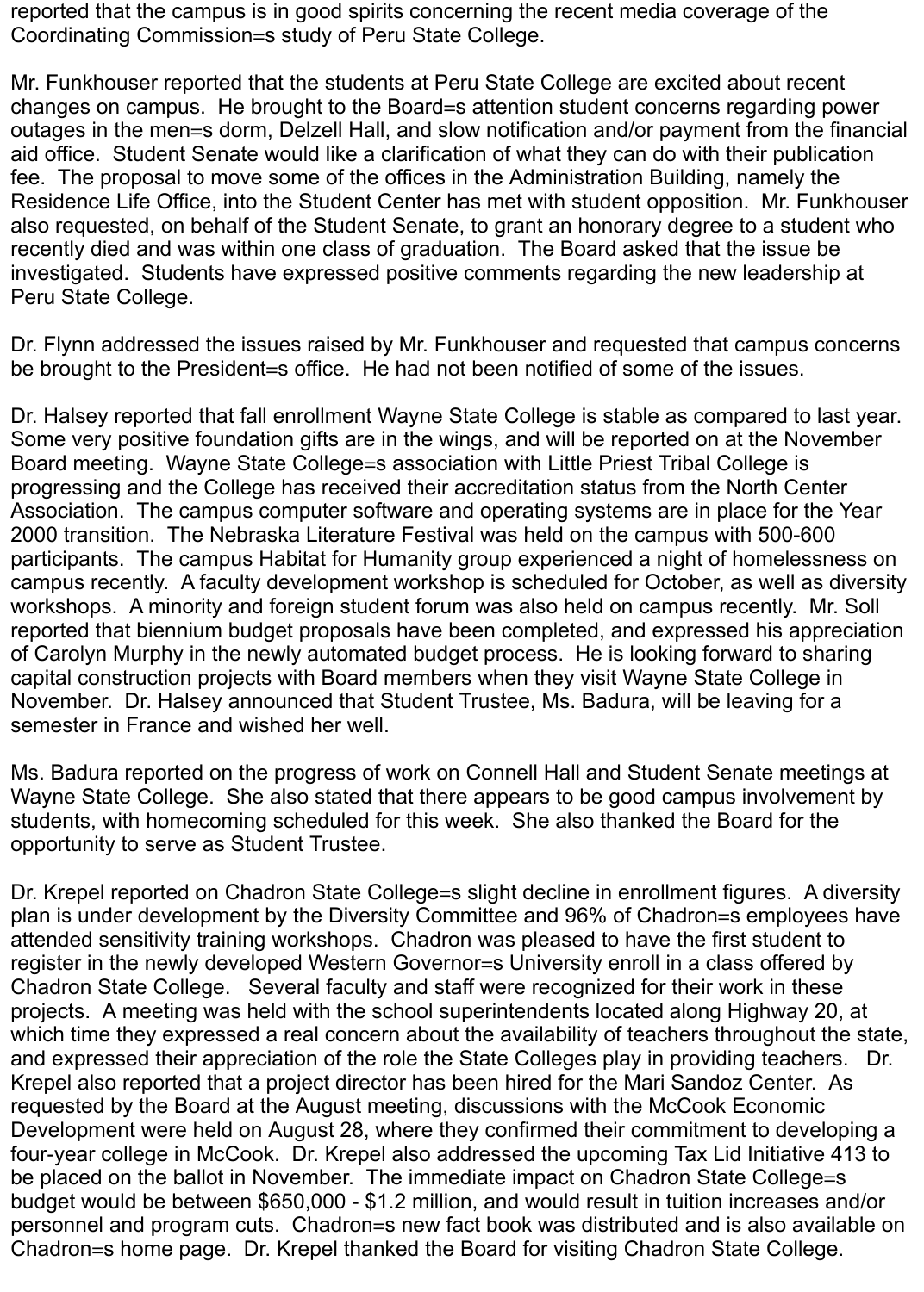reported that the campus is in good spirits concerning the recent media coverage of the Coordinating Commission=s study of Peru State College.

Mr. Funkhouser reported that the students at Peru State College are excited about recent changes on campus. He brought to the Board=s attention student concerns regarding power outages in the men=s dorm, Delzell Hall, and slow notification and/or payment from the financial aid office. Student Senate would like a clarification of what they can do with their publication fee. The proposal to move some of the offices in the Administration Building, namely the Residence Life Office, into the Student Center has met with student opposition. Mr. Funkhouser also requested, on behalf of the Student Senate, to grant an honorary degree to a student who recently died and was within one class of graduation. The Board asked that the issue be investigated. Students have expressed positive comments regarding the new leadership at Peru State College.

Dr. Flynn addressed the issues raised by Mr. Funkhouser and requested that campus concerns be brought to the President=s office. He had not been notified of some of the issues.

Dr. Halsey reported that fall enrollment Wayne State College is stable as compared to last year. Some very positive foundation gifts are in the wings, and will be reported on at the November Board meeting. Wayne State College=s association with Little Priest Tribal College is progressing and the College has received their accreditation status from the North Center Association. The campus computer software and operating systems are in place for the Year 2000 transition. The Nebraska Literature Festival was held on the campus with 500-600 participants. The campus Habitat for Humanity group experienced a night of homelessness on campus recently. A faculty development workshop is scheduled for October, as well as diversity workshops. A minority and foreign student forum was also held on campus recently. Mr. Soll reported that biennium budget proposals have been completed, and expressed his appreciation of Carolyn Murphy in the newly automated budget process. He is looking forward to sharing capital construction projects with Board members when they visit Wayne State College in November. Dr. Halsey announced that Student Trustee, Ms. Badura, will be leaving for a semester in France and wished her well.

Ms. Badura reported on the progress of work on Connell Hall and Student Senate meetings at Wayne State College. She also stated that there appears to be good campus involvement by students, with homecoming scheduled for this week. She also thanked the Board for the opportunity to serve as Student Trustee.

Dr. Krepel reported on Chadron State College=s slight decline in enrollment figures. A diversity plan is under development by the Diversity Committee and 96% of Chadron=s employees have attended sensitivity training workshops. Chadron was pleased to have the first student to register in the newly developed Western Governor=s University enroll in a class offered by Chadron State College. Several faculty and staff were recognized for their work in these projects. A meeting was held with the school superintendents located along Highway 20, at which time they expressed a real concern about the availability of teachers throughout the state, and expressed their appreciation of the role the State Colleges play in providing teachers. Dr. Krepel also reported that a project director has been hired for the Mari Sandoz Center. As requested by the Board at the August meeting, discussions with the McCook Economic Development were held on August 28, where they confirmed their commitment to developing a four-year college in McCook. Dr. Krepel also addressed the upcoming Tax Lid Initiative 413 to be placed on the ballot in November. The immediate impact on Chadron State College=s budget would be between $650,000 - $1.2 million, and would result in tuition increases and/or personnel and program cuts. Chadron=s new fact book was distributed and is also available on Chadron=s home page. Dr. Krepel thanked the Board for visiting Chadron State College.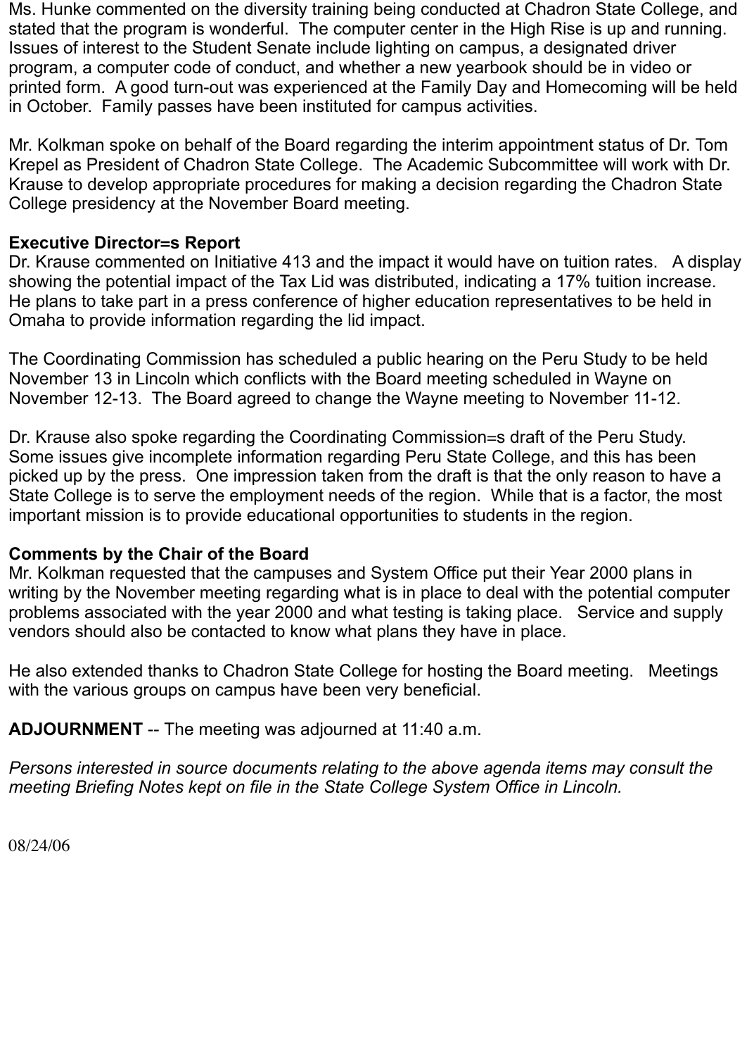Ms. Hunke commented on the diversity training being conducted at Chadron State College, and stated that the program is wonderful. The computer center in the High Rise is up and running. Issues of interest to the Student Senate include lighting on campus, a designated driver program, a computer code of conduct, and whether a new yearbook should be in video or printed form. A good turn-out was experienced at the Family Day and Homecoming will be held in October. Family passes have been instituted for campus activities.

Mr. Kolkman spoke on behalf of the Board regarding the interim appointment status of Dr. Tom Krepel as President of Chadron State College. The Academic Subcommittee will work with Dr. Krause to develop appropriate procedures for making a decision regarding the Chadron State College presidency at the November Board meeting.

**Executive Director=s Report**
Dr. Krause commented on Initiative 413 and the impact it would have on tuition rates. A display showing the potential impact of the Tax Lid was distributed, indicating a 17% tuition increase. He plans to take part in a press conference of higher education representatives to be held in Omaha to provide information regarding the lid impact.

The Coordinating Commission has scheduled a public hearing on the Peru Study to be held November 13 in Lincoln which conflicts with the Board meeting scheduled in Wayne on November 12-13. The Board agreed to change the Wayne meeting to November 11-12.

Dr. Krause also spoke regarding the Coordinating Commission=s draft of the Peru Study. Some issues give incomplete information regarding Peru State College, and this has been picked up by the press. One impression taken from the draft is that the only reason to have a State College is to serve the employment needs of the region. While that is a factor, the most important mission is to provide educational opportunities to students in the region.

**Comments by the Chair of the Board**
Mr. Kolkman requested that the campuses and System Office put their Year 2000 plans in writing by the November meeting regarding what is in place to deal with the potential computer problems associated with the year 2000 and what testing is taking place. Service and supply vendors should also be contacted to know what plans they have in place.

He also extended thanks to Chadron State College for hosting the Board meeting. Meetings with the various groups on campus have been very beneficial.

**ADJOURNMENT** -- The meeting was adjourned at 11:40 a.m.

*Persons interested in source documents relating to the above agenda items may consult the meeting Briefing Notes kept on file in the State College System Office in Lincoln.*

08/24/06